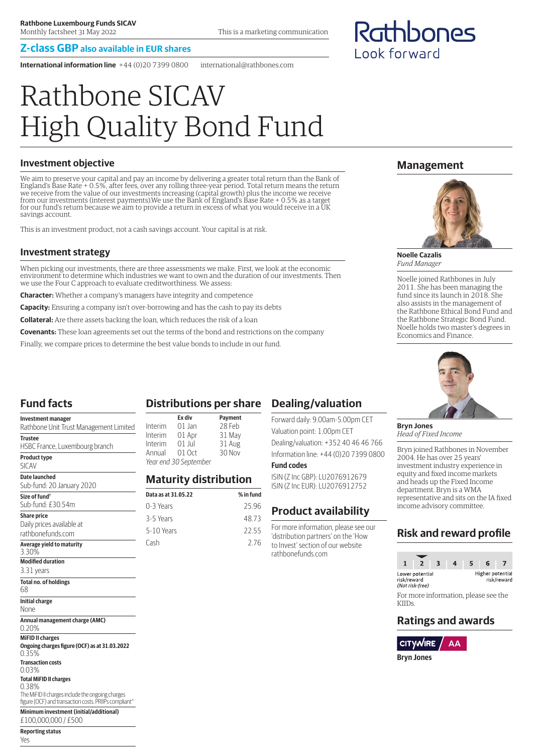Rathbone Luxembourg Funds SICAV
Monthly factsheet 31 May 2022

This is a marketing communication

**Z-class GBP also available in EUR shares**

**International information line** +44 (0)20 7399 0800 international@rathbones.com

Rathbones Look forward

# Rathbone SICAV High Quality Bond Fund

## Investment objective

We aim to preserve your capital and pay an income by delivering a greater total return than the Bank of England's Base Rate + 0.5%, after fees, over any rolling three-year period. Total return means the return we receive from the value of our investments increasing (capital growth) plus the income we receive from our investments (interest payments).We use the Bank of England's Base Rate + 0.5% as a target for our fund's return because we aim to provide a return in excess of what you would receive in a UK savings account.

This is an investment product, not a cash savings account. Your capital is at risk.

## Investment strategy

When picking our investments, there are three assessments we make. First, we look at the economic environment to determine which industries we want to own and the duration of our investments. Then we use the Four C approach to evaluate creditworthiness. We assess:

**Character:** Whether a company's managers have integrity and competence

**Capacity:** Ensuring a company isn't over-borrowing and has the cash to pay its debts

**Collateral:** Are there assets backing the loan, which reduces the risk of a loan

**Covenants:** These loan agreements set out the terms of the bond and restrictions on the company

Finally, we compare prices to determine the best value bonds to include in our fund.

## Fund facts

**Investment manager**
Rathbone Unit Trust Management Limited

**Trustee**
HSBC France, Luxembourg branch

**Product type**
SICAV

**Date launched**
Sub-fund: 20 January 2020

**Size of fund†**
Sub-fund: £30.54m

**Share price**
Daily prices available at rathbonefunds.com

**Average yield to maturity**
3.30%

**Modified duration**
3.31 years

**Total no. of holdings**
68

**Initial charge**
None

**Annual management charge (AMC)**
0.20%

**MiFID II charges**

**Ongoing charges figure (OCF) as at 31.03.2022**
0.35%

**Transaction costs**
0.03%

**Total MiFID II charges**
0.38%

The MiFID II charges include the ongoing charges figure (OCF) and transaction costs. PRIIPs compliant^

**Minimum investment (initial/additional)**
£100,000,000 / £500

**Reporting status**
Yes

## Distributions per share

| | Ex div | Payment |
|---|---|---|
| Interim | 01 Jan | 28 Feb |
| Interim | 01 Apr | 31 May |
| Interim | 01 Jul | 31 Aug |
| Annual | 01 Oct | 30 Nov |

*Year end 30 September*

## Maturity distribution

| Data as at 31.05.22 | % in fund |
|---|---|
| 0-3 Years | 25.96 |
| 3-5 Years | 48.73 |
| 5-10 Years | 22.55 |
| Cash | 2.76 |

## Dealing/valuation

Forward daily: 9.00am-5.00pm CET

Valuation point: 1.00pm CET

Dealing/valuation: +352 40 46 46 766

Information line: +44 (0)20 7399 0800

**Fund codes**

ISIN (Z Inc GBP): LU2076912679
ISIN (Z Inc EUR): LU2076912752

## Product availability

For more information, please see our 'distribution partners' on the 'How to Invest' section of our website rathbonefunds.com

## Management

**Noelle Cazalis**
*Fund Manager*

Noelle joined Rathbones in July 2011. She has been managing the fund since its launch in 2018. She also assists in the management of the Rathbone Ethical Bond Fund and the Rathbone Strategic Bond Fund. Noelle holds two master's degrees in Economics and Finance.

**Bryn Jones**
*Head of Fixed Income*

Bryn joined Rathbones in November 2004. He has over 25 years' investment industry experience in equity and fixed income markets and heads up the Fixed Income department. Bryn is a WMA representative and sits on the IA fixed income advisory committee.

## Risk and reward profile

1 2 3 4 5 6 7 (indicator at 2)

Lower potential risk/reward (Not risk-free) — Higher potential risk/reward

For more information, please see the KIIDs.

## Ratings and awards

CITYWIRE AA

**Bryn Jones**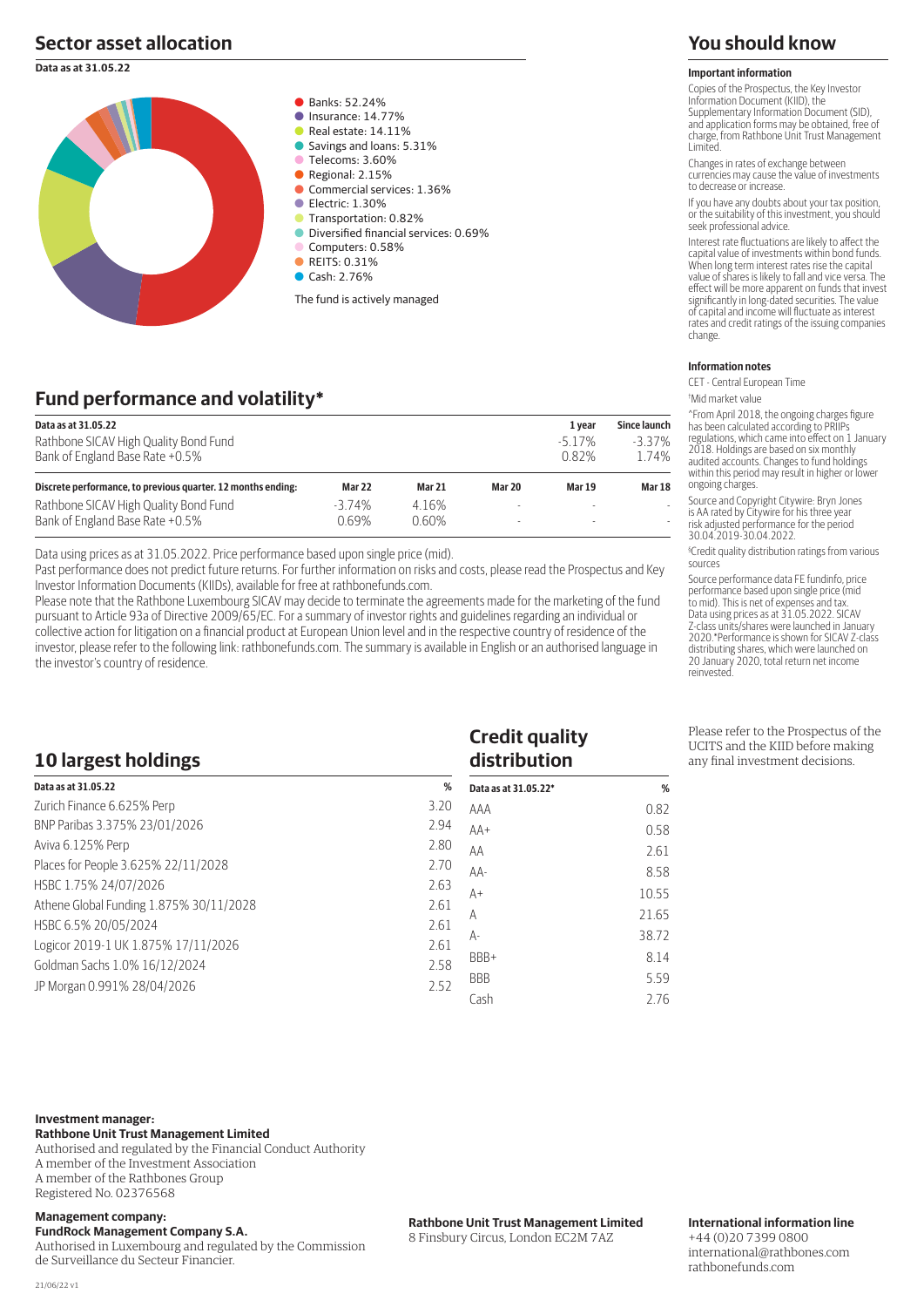## Sector asset allocation

**Data as at 31.05.22**

Banks: 52.24%
Insurance: 14.77%
Real estate: 14.11%
Savings and loans: 5.31%
Telecoms: 3.60%
Regional: 2.15%
Commercial services: 1.36%
Electric: 1.30%
Transportation: 0.82%
Diversified financial services: 0.69%
Computers: 0.58%
REITS: 0.31%
Cash: 2.76%

The fund is actively managed

## Fund performance and volatility*

| Data as at 31.05.22 | 1 year | Since launch |
|---|---|---|
| Rathbone SICAV High Quality Bond Fund | -5.17% | -3.37% |
| Bank of England Base Rate +0.5% | 0.82% | 1.74% |

| Discrete performance, to previous quarter. 12 months ending: | Mar 22 | Mar 21 | Mar 20 | Mar 19 | Mar 18 |
|---|---|---|---|---|---|
| Rathbone SICAV High Quality Bond Fund | -3.74% | 4.16% | - | - | - |
| Bank of England Base Rate +0.5% | 0.69% | 0.60% | - | - | - |

Data using prices as at 31.05.2022. Price performance based upon single price (mid).

Past performance does not predict future returns. For further information on risks and costs, please read the Prospectus and Key Investor Information Documents (KIIDs), available for free at rathbonefunds.com.

Please note that the Rathbone Luxembourg SICAV may decide to terminate the agreements made for the marketing of the fund pursuant to Article 93a of Directive 2009/65/EC. For a summary of investor rights and guidelines regarding an individual or collective action for litigation on a financial product at European Union level and in the respective country of residence of the investor, please refer to the following link: rathbonefunds.com. The summary is available in English or an authorised language in the investor's country of residence.

## 10 largest holdings

| Data as at 31.05.22 | % |
|---|---|
| Zurich Finance 6.625% Perp | 3.20 |
| BNP Paribas 3.375% 23/01/2026 | 2.94 |
| Aviva 6.125% Perp | 2.80 |
| Places for People 3.625% 22/11/2028 | 2.70 |
| HSBC 1.75% 24/07/2026 | 2.63 |
| Athene Global Funding 1.875% 30/11/2028 | 2.61 |
| HSBC 6.5% 20/05/2024 | 2.61 |
| Logicor 2019-1 UK 1.875% 17/11/2026 | 2.61 |
| Goldman Sachs 1.0% 16/12/2024 | 2.58 |
| JP Morgan 0.991% 28/04/2026 | 2.52 |

## Credit quality distribution

| Data as at 31.05.22* | % |
|---|---|
| AAA | 0.82 |
| AA+ | 0.58 |
| AA | 2.61 |
| AA- | 8.58 |
| A+ | 10.55 |
| A | 21.65 |
| A- | 38.72 |
| BBB+ | 8.14 |
| BBB | 5.59 |
| Cash | 2.76 |

## You should know

### Important information

Copies of the Prospectus, the Key Investor Information Document (KIID), the Supplementary Information Document (SID), and application forms may be obtained, free of charge, from Rathbone Unit Trust Management Limited.

Changes in rates of exchange between currencies may cause the value of investments to decrease or increase.

If you have any doubts about your tax position, or the suitability of this investment, you should seek professional advice.

Interest rate fluctuations are likely to affect the capital value of investments within bond funds. When long term interest rates rise the capital value of shares is likely to fall and vice versa. The effect will be more apparent on funds that invest significantly in long-dated securities. The value of capital and income will fluctuate as interest rates and credit ratings of the issuing companies change.

### Information notes

CET - Central European Time

†Mid market value

^From April 2018, the ongoing charges figure has been calculated according to PRIIPs regulations, which came into effect on 1 January 2018. Holdings are based on six monthly audited accounts. Changes to fund holdings within this period may result in higher or lower ongoing charges.

Source and Copyright Citywire: Bryn Jones is AA rated by Citywire for his three year risk adjusted performance for the period 30.04.2019-30.04.2022.

§Credit quality distribution ratings from various sources

Source performance data FE fundinfo, price performance based upon single price (mid to mid). This is net of expenses and tax. Data using prices as at 31.05.2022. SICAV Z-class units/shares were launched in January 2020.*Performance is shown for SICAV Z-class distributing shares, which were launched on 20 January 2020, total return net income reinvested.

Please refer to the Prospectus of the UCITS and the KIID before making any final investment decisions.

**Investment manager:**
**Rathbone Unit Trust Management Limited**
Authorised and regulated by the Financial Conduct Authority
A member of the Investment Association
A member of the Rathbones Group
Registered No. 02376568

**Management company:**
**FundRock Management Company S.A.**
Authorised in Luxembourg and regulated by the Commission de Surveillance du Secteur Financier.

**Rathbone Unit Trust Management Limited**
8 Finsbury Circus, London EC2M 7AZ

**International information line**
+44 (0)20 7399 0800
international@rathbones.com
rathbonefunds.com

21/06/22 v1